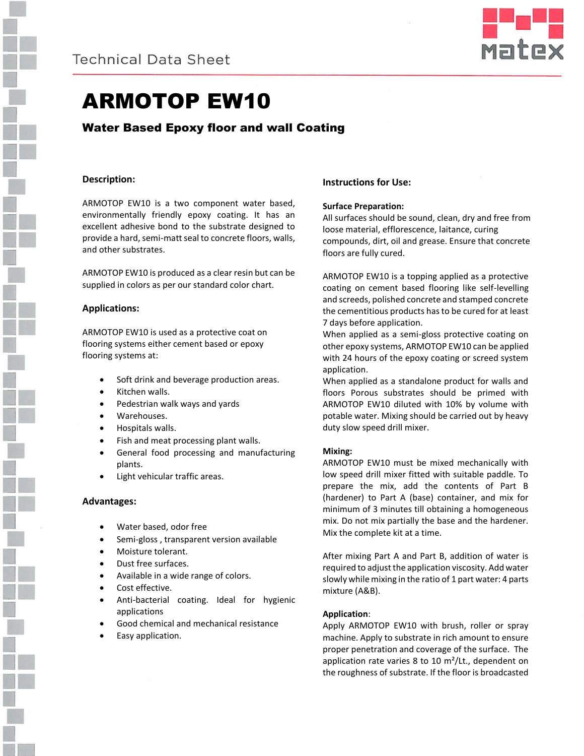Technical Data Sheet

# ARMOTOP EW10

## Water Based Epoxy floor and wall Coating

### Description:

ARMOTOP EW10 is a two component water based, environmentally friendly epoxy coating. It has an excellent adhesive bond to the substrate designed to provide a hard, semi-matt seal to concrete floors, walls, and other substrates.

ARMOTOP EW10 is produced as a clear resin but can be supplied in colors as per our standard color chart.

### Applications:

ARMOTOP EW10 is used as a protective coat on flooring systems either cement based or epoxy flooring systems at:

- Soft drink and beverage production areas.
- Kitchen walls.
- Pedestrian walk ways and yards
- Warehouses.
- Hospitals walls.
- Fish and meat processing plant walls.
- General food processing and manufacturing plants.
- Light vehicular traffic areas.

### Advantages:

- Water based, odor free
- Semi-gloss , transparent version available
- Moisture tolerant.
- Dust free surfaces.
- Available in a wide range of colors.
- Cost effective.
- Anti-bacterial coating. Ideal for hygienic applications
- Good chemical and mechanical resistance
- Easy application.

### Instructions for Use:

**Surface Preparation:**
All surfaces should be sound, clean, dry and free from loose material, efflorescence, laitance, curing compounds, dirt, oil and grease. Ensure that concrete floors are fully cured.

ARMOTOP EW10 is a topping applied as a protective coating on cement based flooring like self-levelling and screeds, polished concrete and stamped concrete the cementitious products has to be cured for at least 7 days before application.
When applied as a semi-gloss protective coating on other epoxy systems, ARMOTOP EW10 can be applied with 24 hours of the epoxy coating or screed system application.
When applied as a standalone product for walls and floors Porous substrates should be primed with ARMOTOP EW10 diluted with 10% by volume with potable water. Mixing should be carried out by heavy duty slow speed drill mixer.

**Mixing:**
ARMOTOP EW10 must be mixed mechanically with low speed drill mixer fitted with suitable paddle. To prepare the mix, add the contents of Part B (hardener) to Part A (base) container, and mix for minimum of 3 minutes till obtaining a homogeneous mix. Do not mix partially the base and the hardener. Mix the complete kit at a time.

After mixing Part A and Part B, addition of water is required to adjust the application viscosity. Add water slowly while mixing in the ratio of 1 part water: 4 parts mixture (A&B).

**Application**:
Apply ARMOTOP EW10 with brush, roller or spray machine. Apply to substrate in rich amount to ensure proper penetration and coverage of the surface. The application rate varies 8 to 10 $m^2$/Lt., dependent on the roughness of substrate. If the floor is broadcasted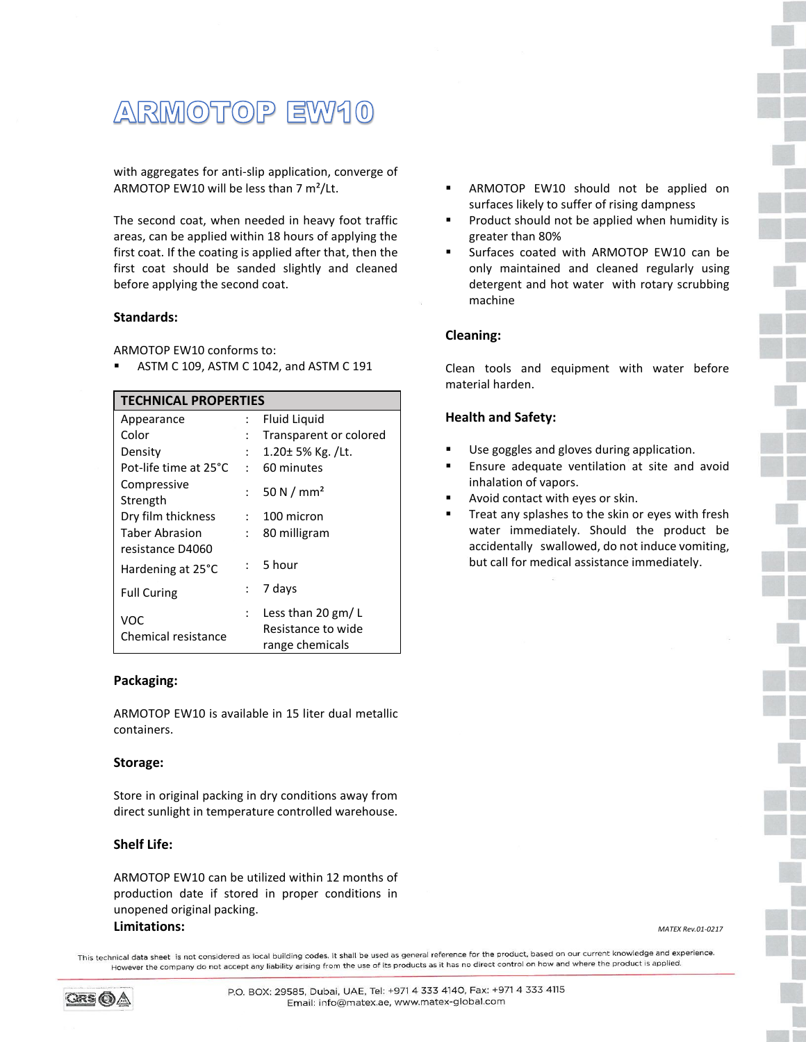# ARMOTOP EW10

with aggregates for anti-slip application, converge of ARMOTOP EW10 will be less than 7 m²/Lt.

The second coat, when needed in heavy foot traffic areas, can be applied within 18 hours of applying the first coat. If the coating is applied after that, then the first coat should be sanded slightly and cleaned before applying the second coat.

**Standards:**

ARMOTOP EW10 conforms to:

- ASTM C 109, ASTM C 1042, and ASTM C 191

| TECHNICAL PROPERTIES | | |
|---|---|---|
| Appearance | : | Fluid Liquid |
| Color | : | Transparent or colored |
| Density | : | 1.20± 5% Kg. /Lt. |
| Pot-life time at 25°C | : | 60 minutes |
| Compressive Strength | : | 50 N / mm² |
| Dry film thickness | : | 100 micron |
| Taber Abrasion resistance D4060 | : | 80 milligram |
| Hardening at 25°C | : | 5 hour |
| Full Curing | : | 7 days |
| VOC | : | Less than 20 gm/ L |
| Chemical resistance | | Resistance to wide range chemicals |

**Packaging:**

ARMOTOP EW10 is available in 15 liter dual metallic containers.

**Storage:**

Store in original packing in dry conditions away from direct sunlight in temperature controlled warehouse.

**Shelf Life:**

ARMOTOP EW10 can be utilized within 12 months of production date if stored in proper conditions in unopened original packing.

**Limitations:**

- ARMOTOP EW10 should not be applied on surfaces likely to suffer of rising dampness
- Product should not be applied when humidity is greater than 80%
- Surfaces coated with ARMOTOP EW10 can be only maintained and cleaned regularly using detergent and hot water with rotary scrubbing machine

**Cleaning:**

Clean tools and equipment with water before material harden.

**Health and Safety:**

- Use goggles and gloves during application.
- Ensure adequate ventilation at site and avoid inhalation of vapors.
- Avoid contact with eyes or skin.
- Treat any splashes to the skin or eyes with fresh water immediately. Should the product be accidentally swallowed, do not induce vomiting, but call for medical assistance immediately.

*MATEX Rev.01-0217*

This technical data sheet is not considered as local building codes. It shall be used as general reference for the product, based on our current knowledge and experience. However the company do not accept any liability arising from the use of its products as it has no direct control on how and where the product is applied.

P.O. BOX: 29585, Dubai, UAE, Tel: +971 4 333 4140, Fax: +971 4 333 4115
Email: info@matex.ae, www.matex-global.com